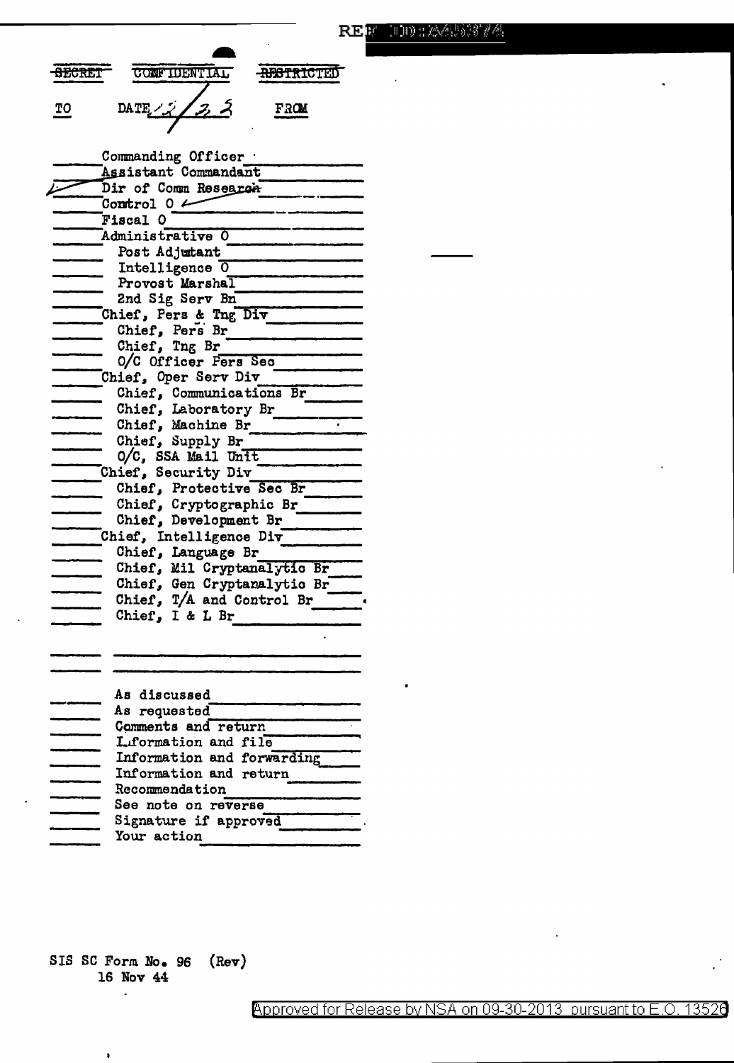REF ID:A45374

~~SECRET~~ CONFIDENTIAL ~~RESTRICTED~~

TO DATE 12/23 FROM

- Commanding Officer
- Assistant Commandant
- ✓ Dir of Comm Research
- Control O ✓
- Fiscal O
- Administrative O
  - Post Adjutant
  - Intelligence O
  - Provost Marshal
  - 2nd Sig Serv Bn
- Chief, Pers & Tng Div
  - Chief, Pers Br
  - Chief, Tng Br
  - O/C Officer Pers Sec
- Chief, Oper Serv Div
  - Chief, Communications Br
  - Chief, Laboratory Br
  - Chief, Machine Br
  - Chief, Supply Br
  - O/C, SSA Mail Unit
- Chief, Security Div
  - Chief, Protective Sec Br
  - Chief, Cryptographic Br
  - Chief, Development Br
- Chief, Intelligence Div
  - Chief, Language Br
  - Chief, Mil Cryptanalytic Br
  - Chief, Gen Cryptanalytic Br
  - Chief, T/A and Control Br
  - Chief, I & L Br

- As discussed
- As requested
- Comments and return
- Information and file
- Information and forwarding
- Information and return
- Recommendation
- See note on reverse
- Signature if approved
- Your action

SIS SC Form No. 96 (Rev)
16 Nov 44

Approved for Release by NSA on 09-30-2013 pursuant to E.O. 13526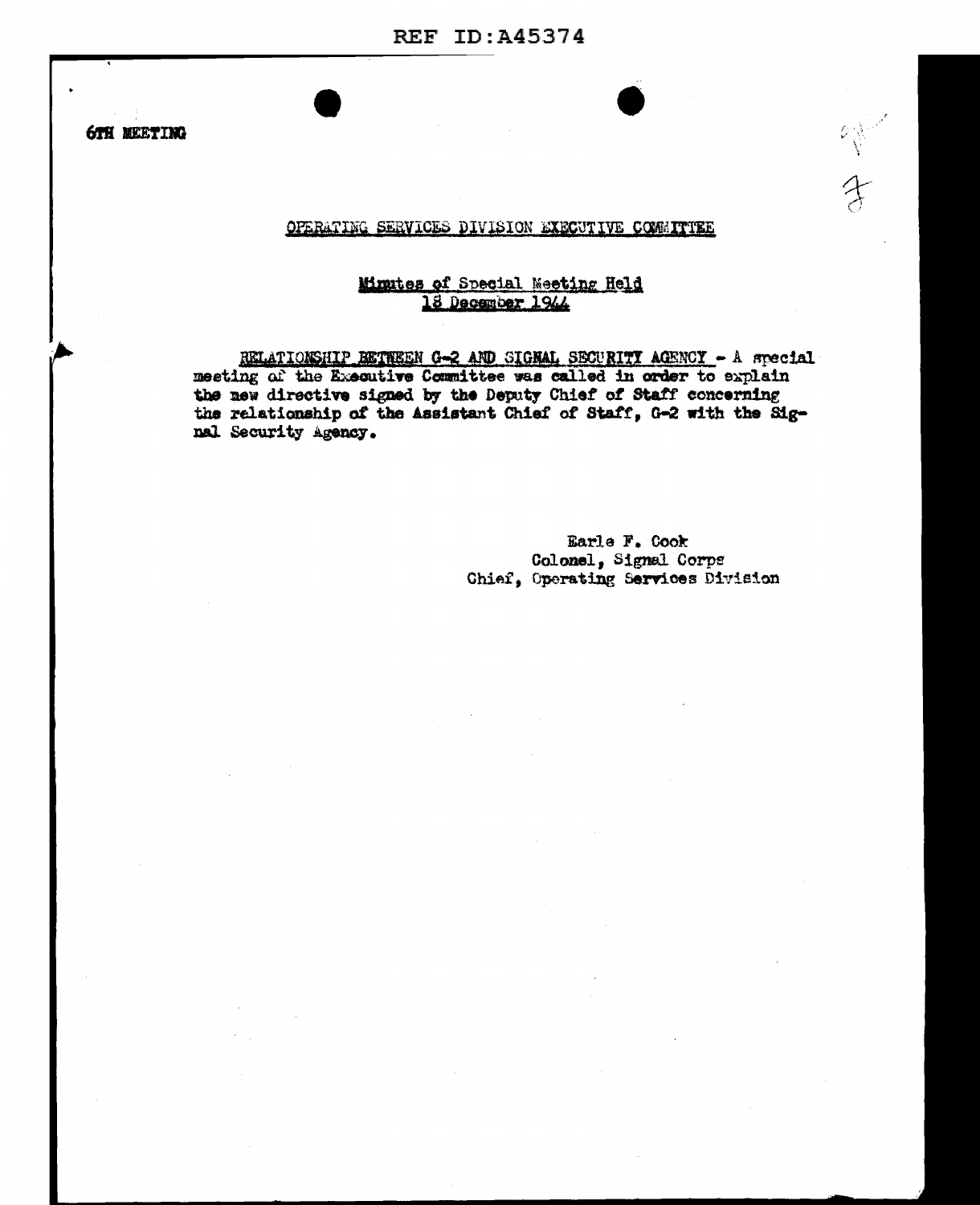6TH MEETING

OPERATING SERVICES DIVISION EXECUTIVE COMMITTEE

Minutes of Special Meeting Held
18 December 1944

RELATIONSHIP BETWEEN G-2 AND SIGNAL SECURITY AGENCY - A special meeting of the Executive Committee was called in order to explain the new directive signed by the Deputy Chief of Staff concerning the relationship of the Assistant Chief of Staff, G-2 with the Signal Security Agency.

Earle F. Cook
Colonel, Signal Corps
Chief, Operating Services Division